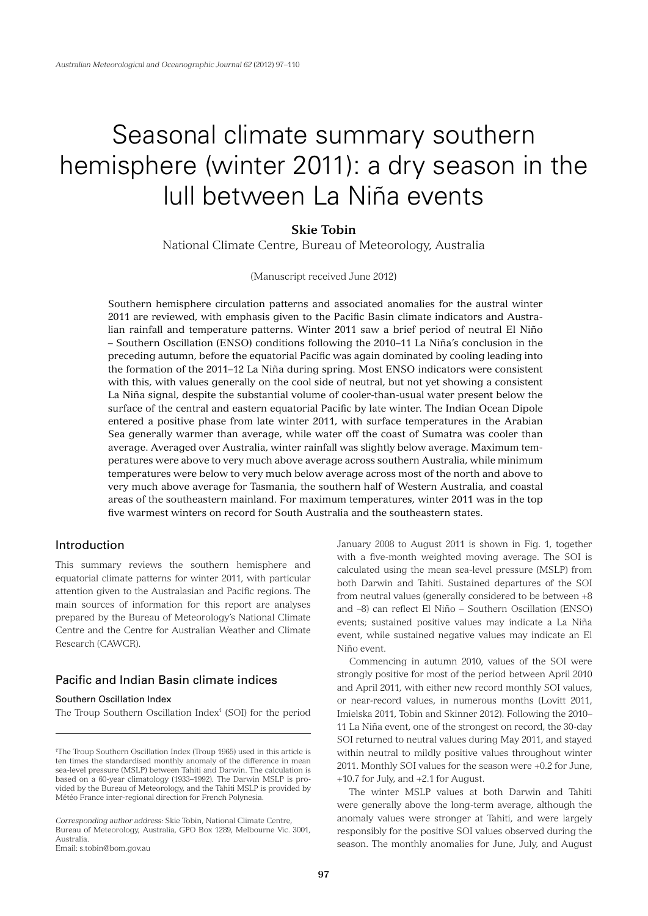# Seasonal climate summary southern hemisphere (winter 2011): a dry season in the lull between La Niña events

**Skie Tobin**

National Climate Centre, Bureau of Meteorology, Australia

(Manuscript received June 2012)

Southern hemisphere circulation patterns and associated anomalies for the austral winter 2011 are reviewed, with emphasis given to the Pacific Basin climate indicators and Australian rainfall and temperature patterns. Winter 2011 saw a brief period of neutral El Niño – Southern Oscillation (ENSO) conditions following the 2010–11 La Niña's conclusion in the preceding autumn, before the equatorial Pacific was again dominated by cooling leading into the formation of the 2011–12 La Niña during spring. Most ENSO indicators were consistent with this, with values generally on the cool side of neutral, but not yet showing a consistent La Niña signal, despite the substantial volume of cooler-than-usual water present below the surface of the central and eastern equatorial Pacific by late winter. The Indian Ocean Dipole entered a positive phase from late winter 2011, with surface temperatures in the Arabian Sea generally warmer than average, while water off the coast of Sumatra was cooler than average. Averaged over Australia, winter rainfall was slightly below average. Maximum temperatures were above to very much above average across southern Australia, while minimum temperatures were below to very much below average across most of the north and above to very much above average for Tasmania, the southern half of Western Australia, and coastal areas of the southeastern mainland. For maximum temperatures, winter 2011 was in the top five warmest winters on record for South Australia and the southeastern states.

## Introduction

This summary reviews the southern hemisphere and equatorial climate patterns for winter 2011, with particular attention given to the Australasian and Pacific regions. The main sources of information for this report are analyses prepared by the Bureau of Meteorology's National Climate Centre and the Centre for Australian Weather and Climate Research (CAWCR).

## Pacific and Indian Basin climate indices

### Southern Oscillation Index

The Troup Southern Oscillation Index[1] (SOI) for the period January 2008 to August 2011 is shown in Fig. 1, together with a five-month weighted moving average. The SOI is calculated using the mean sea-level pressure (MSLP) from both Darwin and Tahiti. Sustained departures of the SOI from neutral values (generally considered to be between +8 and –8) can reflect El Niño – Southern Oscillation (ENSO) events; sustained positive values may indicate a La Niña event, while sustained negative values may indicate an El Niño event.

Commencing in autumn 2010, values of the SOI were strongly positive for most of the period between April 2010 and April 2011, with either new record monthly SOI values, or near-record values, in numerous months (Lovitt 2011, Imielska 2011, Tobin and Skinner 2012). Following the 2010–11 La Niña event, one of the strongest on record, the 30-day SOI returned to neutral values during May 2011, and stayed within neutral to mildly positive values throughout winter 2011. Monthly SOI values for the season were +0.2 for June, +10.7 for July, and +2.1 for August.

The winter MSLP values at both Darwin and Tahiti were generally above the long-term average, although the anomaly values were stronger at Tahiti, and were largely responsibly for the positive SOI values observed during the season. The monthly anomalies for June, July, and August

---

[1]The Troup Southern Oscillation Index (Troup 1965) used in this article is ten times the standardised monthly anomaly of the difference in mean sea-level pressure (MSLP) between Tahiti and Darwin. The calculation is based on a 60-year climatology (1933–1992). The Darwin MSLP is provided by the Bureau of Meteorology, and the Tahiti MSLP is provided by Météo France inter-regional direction for French Polynesia.

*Corresponding author address:* Skie Tobin, National Climate Centre, Bureau of Meteorology, Australia, GPO Box 1289, Melbourne Vic. 3001, Australia.
Email: s.tobin@bom.gov.au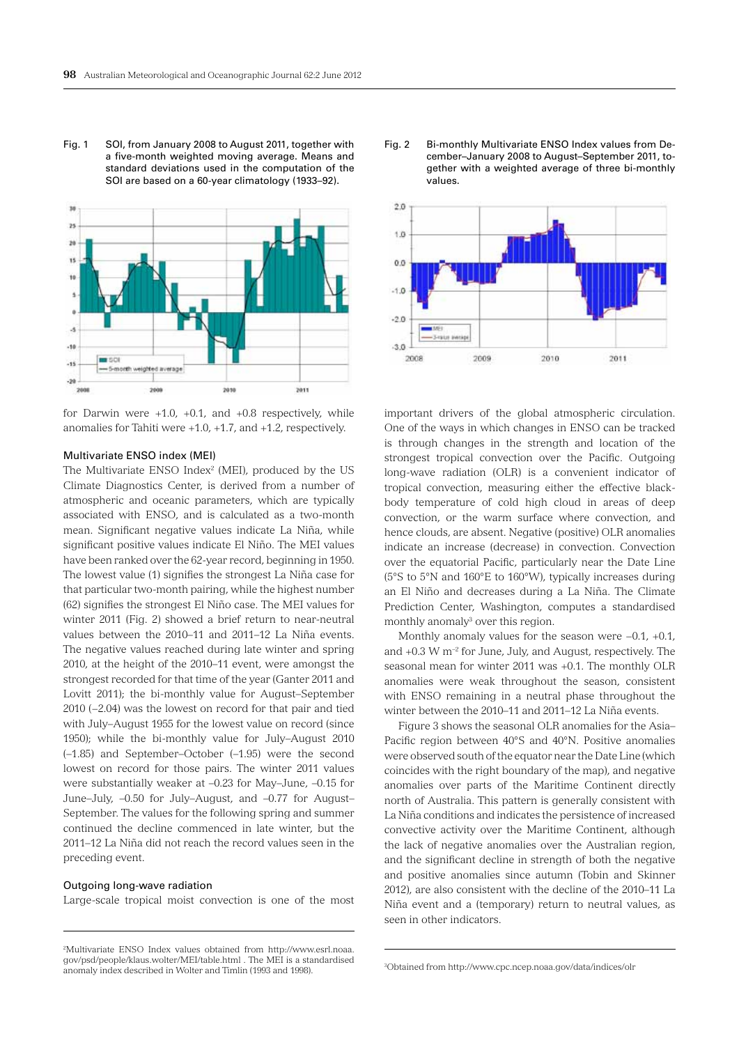Fig. 1 SOI, from January 2008 to August 2011, together with a five-month weighted moving average. Means and standard deviations used in the computation of the SOI are based on a 60-year climatology (1933–92).

Fig. 2 Bi-monthly Multivariate ENSO Index values from December–January 2008 to August–September 2011, together with a weighted average of three bi-monthly values.

for Darwin were +1.0, +0.1, and +0.8 respectively, while anomalies for Tahiti were +1.0, +1.7, and +1.2, respectively.

### Multivariate ENSO index (MEI)

The Multivariate ENSO Index[2] (MEI), produced by the US Climate Diagnostics Center, is derived from a number of atmospheric and oceanic parameters, which are typically associated with ENSO, and is calculated as a two-month mean. Significant negative values indicate La Niña, while significant positive values indicate El Niño. The MEI values have been ranked over the 62-year record, beginning in 1950. The lowest value (1) signifies the strongest La Niña case for that particular two-month pairing, while the highest number (62) signifies the strongest El Niño case. The MEI values for winter 2011 (Fig. 2) showed a brief return to near-neutral values between the 2010–11 and 2011–12 La Niña events. The negative values reached during late winter and spring 2010, at the height of the 2010–11 event, were amongst the strongest recorded for that time of the year (Ganter 2011 and Lovitt 2011); the bi-monthly value for August–September 2010 (–2.04) was the lowest on record for that pair and tied with July–August 1955 for the lowest value on record (since 1950); while the bi-monthly value for July–August 2010 (–1.85) and September–October (–1.95) were the second lowest on record for those pairs. The winter 2011 values were substantially weaker at –0.23 for May–June, –0.15 for June–July, –0.50 for July–August, and –0.77 for August–September. The values for the following spring and summer continued the decline commenced in late winter, but the 2011–12 La Niña did not reach the record values seen in the preceding event.

### Outgoing long-wave radiation

Large-scale tropical moist convection is one of the most important drivers of the global atmospheric circulation. One of the ways in which changes in ENSO can be tracked is through changes in the strength and location of the strongest tropical convection over the Pacific. Outgoing long-wave radiation (OLR) is a convenient indicator of tropical convection, measuring either the effective black-body temperature of cold high cloud in areas of deep convection, or the warm surface where convection, and hence clouds, are absent. Negative (positive) OLR anomalies indicate an increase (decrease) in convection. Convection over the equatorial Pacific, particularly near the Date Line (5°S to 5°N and 160°E to 160°W), typically increases during an El Niño and decreases during a La Niña. The Climate Prediction Center, Washington, computes a standardised monthly anomaly[3] over this region.

Monthly anomaly values for the season were –0.1, +0.1, and +0.3 W m$^{-2}$ for June, July, and August, respectively. The seasonal mean for winter 2011 was +0.1. The monthly OLR anomalies were weak throughout the season, consistent with ENSO remaining in a neutral phase throughout the winter between the 2010–11 and 2011–12 La Niña events.

Figure 3 shows the seasonal OLR anomalies for the Asia–Pacific region between 40°S and 40°N. Positive anomalies were observed south of the equator near the Date Line (which coincides with the right boundary of the map), and negative anomalies over parts of the Maritime Continent directly north of Australia. This pattern is generally consistent with La Niña conditions and indicates the persistence of increased convective activity over the Maritime Continent, although the lack of negative anomalies over the Australian region, and the significant decline in strength of both the negative and positive anomalies since autumn (Tobin and Skinner 2012), are also consistent with the decline of the 2010–11 La Niña event and a (temporary) return to neutral values, as seen in other indicators.

---

[2]Multivariate ENSO Index values obtained from http://www.esrl.noaa.gov/psd/people/klaus.wolter/MEI/table.html . The MEI is a standardised anomaly index described in Wolter and Timlin (1993 and 1998).

[3]Obtained from http://www.cpc.ncep.noaa.gov/data/indices/olr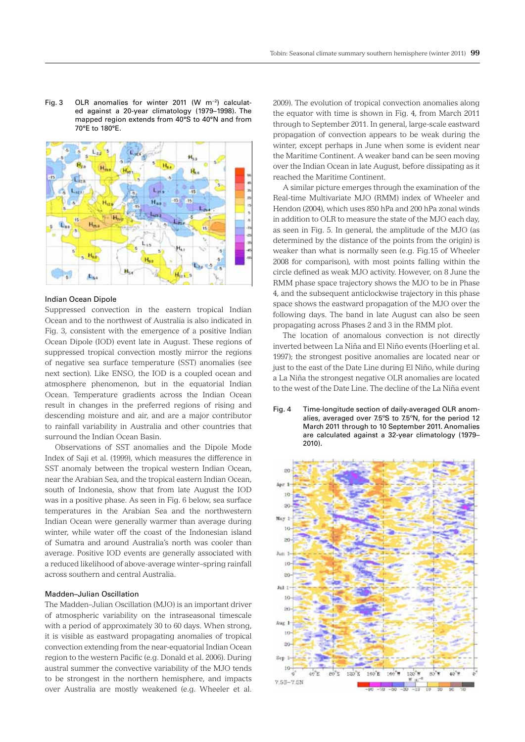Fig. 3 OLR anomalies for winter 2011 ($W\ m^{-2}$) calculated against a 20-year climatology (1979–1998). The mapped region extends from 40°S to 40°N and from 70°E to 180°E.

### Indian Ocean Dipole

Suppressed convection in the eastern tropical Indian Ocean and to the northwest of Australia is also indicated in Fig. 3, consistent with the emergence of a positive Indian Ocean Dipole (IOD) event late in August. These regions of suppressed tropical convection mostly mirror the regions of negative sea surface temperature (SST) anomalies (see next section). Like ENSO, the IOD is a coupled ocean and atmosphere phenomenon, but in the equatorial Indian Ocean. Temperature gradients across the Indian Ocean result in changes in the preferred regions of rising and descending moisture and air, and are a major contributor to rainfall variability in Australia and other countries that surround the Indian Ocean Basin.

Observations of SST anomalies and the Dipole Mode Index of Saji et al. (1999), which measures the difference in SST anomaly between the tropical western Indian Ocean, near the Arabian Sea, and the tropical eastern Indian Ocean, south of Indonesia, show that from late August the IOD was in a positive phase. As seen in Fig. 6 below, sea surface temperatures in the Arabian Sea and the northwestern Indian Ocean were generally warmer than average during winter, while water off the coast of the Indonesian island of Sumatra and around Australia's north was cooler than average. Positive IOD events are generally associated with a reduced likelihood of above-average winter–spring rainfall across southern and central Australia.

### Madden–Julian Oscillation

The Madden–Julian Oscillation (MJO) is an important driver of atmospheric variability on the intraseasonal timescale with a period of approximately 30 to 60 days. When strong, it is visible as eastward propagating anomalies of tropical convection extending from the near-equatorial Indian Ocean region to the western Pacific (e.g. Donald et al. 2006). During austral summer the convective variability of the MJO tends to be strongest in the northern hemisphere, and impacts over Australia are mostly weakened (e.g. Wheeler et al. 2009). The evolution of tropical convection anomalies along the equator with time is shown in Fig. 4, from March 2011 through to September 2011. In general, large-scale eastward propagation of convection appears to be weak during the winter, except perhaps in June when some is evident near the Maritime Continent. A weaker band can be seen moving over the Indian Ocean in late August, before dissipating as it reached the Maritime Continent.

A similar picture emerges through the examination of the Real-time Multivariate MJO (RMM) index of Wheeler and Hendon (2004), which uses 850 hPa and 200 hPa zonal winds in addition to OLR to measure the state of the MJO each day, as seen in Fig. 5. In general, the amplitude of the MJO (as determined by the distance of the points from the origin) is weaker than what is normally seen (e.g. Fig.15 of Wheeler 2008 for comparison), with most points falling within the circle defined as weak MJO activity. However, on 8 June the RMM phase space trajectory shows the MJO to be in Phase 4, and the subsequent anticlockwise trajectory in this phase space shows the eastward propagation of the MJO over the following days. The band in late August can also be seen propagating across Phases 2 and 3 in the RMM plot.

The location of anomalous convection is not directly inverted between La Niña and El Niño events (Hoerling et al. 1997); the strongest positive anomalies are located near or just to the east of the Date Line during El Niño, while during a La Niña the strongest negative OLR anomalies are located to the west of the Date Line. The decline of the La Niña event

Fig. 4 Time-longitude section of daily-averaged OLR anomalies, averaged over 7.5°S to 7.5°N, for the period 12 March 2011 through to 10 September 2011. Anomalies are calculated against a 32-year climatology (1979–2010).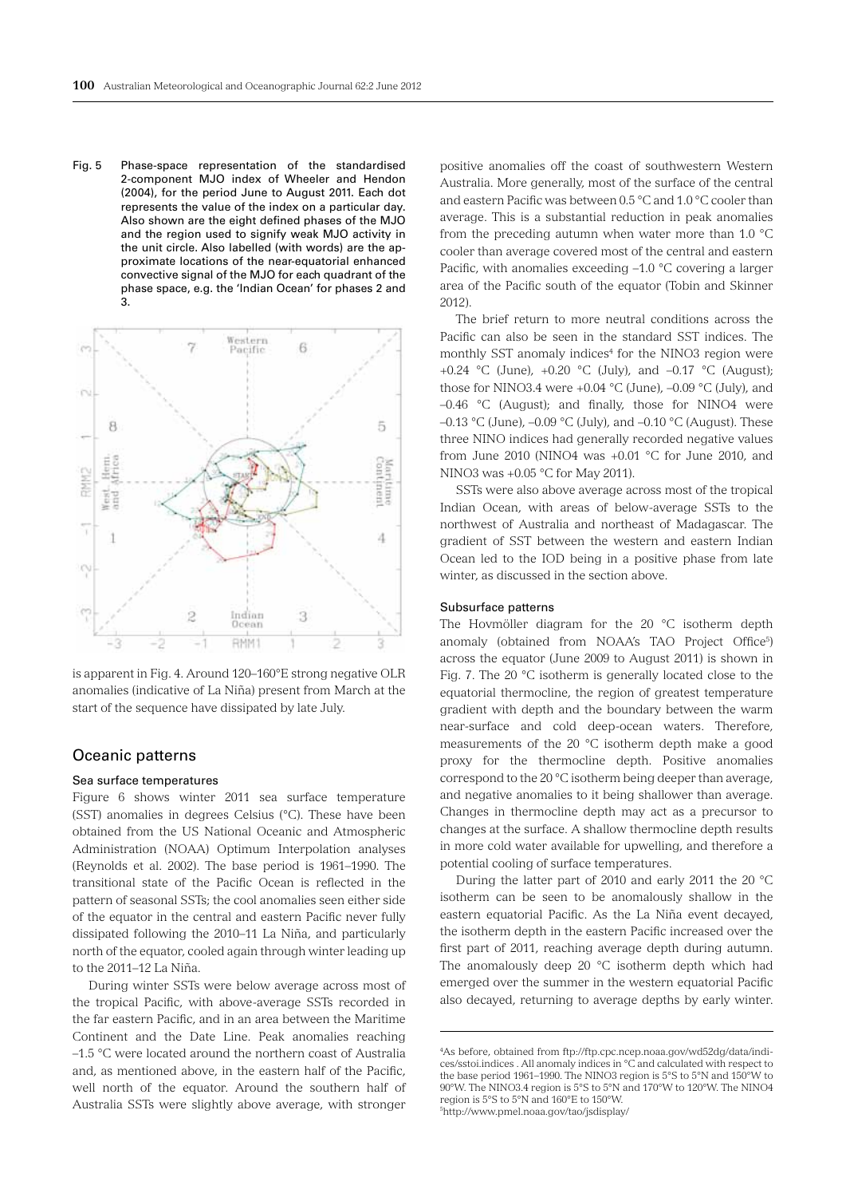Fig. 5 Phase-space representation of the standardised 2-component MJO index of Wheeler and Hendon (2004), for the period June to August 2011. Each dot represents the value of the index on a particular day. Also shown are the eight defined phases of the MJO and the region used to signify weak MJO activity in the unit circle. Also labelled (with words) are the approximate locations of the near-equatorial enhanced convective signal of the MJO for each quadrant of the phase space, e.g. the 'Indian Ocean' for phases 2 and 3.

is apparent in Fig. 4. Around 120–160°E strong negative OLR anomalies (indicative of La Niña) present from March at the start of the sequence have dissipated by late July.

## Oceanic patterns

### Sea surface temperatures

Figure 6 shows winter 2011 sea surface temperature (SST) anomalies in degrees Celsius (°C). These have been obtained from the US National Oceanic and Atmospheric Administration (NOAA) Optimum Interpolation analyses (Reynolds et al. 2002). The base period is 1961–1990. The transitional state of the Pacific Ocean is reflected in the pattern of seasonal SSTs; the cool anomalies seen either side of the equator in the central and eastern Pacific never fully dissipated following the 2010–11 La Niña, and particularly north of the equator, cooled again through winter leading up to the 2011–12 La Niña.

During winter SSTs were below average across most of the tropical Pacific, with above-average SSTs recorded in the far eastern Pacific, and in an area between the Maritime Continent and the Date Line. Peak anomalies reaching –1.5 °C were located around the northern coast of Australia and, as mentioned above, in the eastern half of the Pacific, well north of the equator. Around the southern half of Australia SSTs were slightly above average, with stronger positive anomalies off the coast of southwestern Western Australia. More generally, most of the surface of the central and eastern Pacific was between 0.5 °C and 1.0 °C cooler than average. This is a substantial reduction in peak anomalies from the preceding autumn when water more than 1.0 °C cooler than average covered most of the central and eastern Pacific, with anomalies exceeding –1.0 °C covering a larger area of the Pacific south of the equator (Tobin and Skinner 2012).

The brief return to more neutral conditions across the Pacific can also be seen in the standard SST indices. The monthly SST anomaly indices[4] for the NINO3 region were +0.24 °C (June), +0.20 °C (July), and –0.17 °C (August); those for NINO3.4 were +0.04 °C (June), –0.09 °C (July), and –0.46 °C (August); and finally, those for NINO4 were –0.13 °C (June), –0.09 °C (July), and –0.10 °C (August). These three NINO indices had generally recorded negative values from June 2010 (NINO4 was +0.01 °C for June 2010, and NINO3 was +0.05 °C for May 2011).

SSTs were also above average across most of the tropical Indian Ocean, with areas of below-average SSTs to the northwest of Australia and northeast of Madagascar. The gradient of SST between the western and eastern Indian Ocean led to the IOD being in a positive phase from late winter, as discussed in the section above.

### Subsurface patterns

The Hovmöller diagram for the 20 °C isotherm depth anomaly (obtained from NOAA's TAO Project Office[5]) across the equator (June 2009 to August 2011) is shown in Fig. 7. The 20 °C isotherm is generally located close to the equatorial thermocline, the region of greatest temperature gradient with depth and the boundary between the warm near-surface and cold deep-ocean waters. Therefore, measurements of the 20 °C isotherm depth make a good proxy for the thermocline depth. Positive anomalies correspond to the 20 °C isotherm being deeper than average, and negative anomalies to it being shallower than average. Changes in thermocline depth may act as a precursor to changes at the surface. A shallow thermocline depth results in more cold water available for upwelling, and therefore a potential cooling of surface temperatures.

During the latter part of 2010 and early 2011 the 20 °C isotherm can be seen to be anomalously shallow in the eastern equatorial Pacific. As the La Niña event decayed, the isotherm depth in the eastern Pacific increased over the first part of 2011, reaching average depth during autumn. The anomalously deep 20 °C isotherm depth which had emerged over the summer in the western equatorial Pacific also decayed, returning to average depths by early winter.

[4] As before, obtained from ftp://ftp.cpc.ncep.noaa.gov/wd52dg/data/indices/sstoi.indices . All anomaly indices in °C and calculated with respect to the base period 1961–1990. The NINO3 region is 5°S to 5°N and 150°W to 90°W. The NINO3.4 region is 5°S to 5°N and 170°W to 120°W. The NINO4 region is 5°S to 5°N and 160°E to 150°W.

[5] http://www.pmel.noaa.gov/tao/jsdisplay/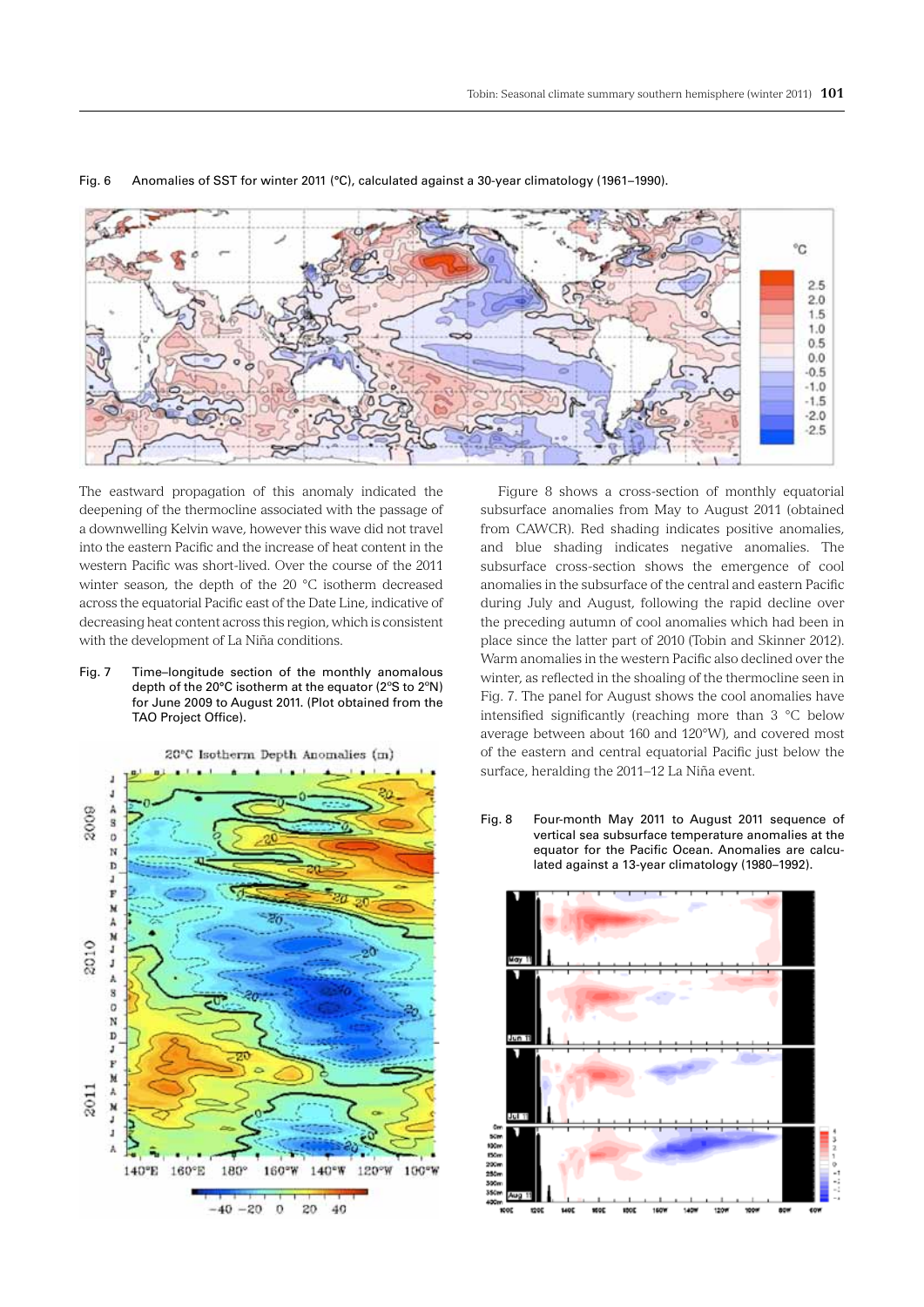Fig. 6 Anomalies of SST for winter 2011 (°C), calculated against a 30-year climatology (1961–1990).

The eastward propagation of this anomaly indicated the deepening of the thermocline associated with the passage of a downwelling Kelvin wave, however this wave did not travel into the eastern Pacific and the increase of heat content in the western Pacific was short-lived. Over the course of the 2011 winter season, the depth of the 20 °C isotherm decreased across the equatorial Pacific east of the Date Line, indicative of decreasing heat content across this region, which is consistent with the development of La Niña conditions.

Fig. 7 Time–longitude section of the monthly anomalous depth of the 20°C isotherm at the equator (2°S to 2°N) for June 2009 to August 2011. (Plot obtained from the TAO Project Office).

Figure 8 shows a cross-section of monthly equatorial subsurface anomalies from May to August 2011 (obtained from CAWCR). Red shading indicates positive anomalies, and blue shading indicates negative anomalies. The subsurface cross-section shows the emergence of cool anomalies in the subsurface of the central and eastern Pacific during July and August, following the rapid decline over the preceding autumn of cool anomalies which had been in place since the latter part of 2010 (Tobin and Skinner 2012). Warm anomalies in the western Pacific also declined over the winter, as reflected in the shoaling of the thermocline seen in Fig. 7. The panel for August shows the cool anomalies have intensified significantly (reaching more than 3 °C below average between about 160 and 120°W), and covered most of the eastern and central equatorial Pacific just below the surface, heralding the 2011–12 La Niña event.

Fig. 8 Four-month May 2011 to August 2011 sequence of vertical sea subsurface temperature anomalies at the equator for the Pacific Ocean. Anomalies are calculated against a 13-year climatology (1980–1992).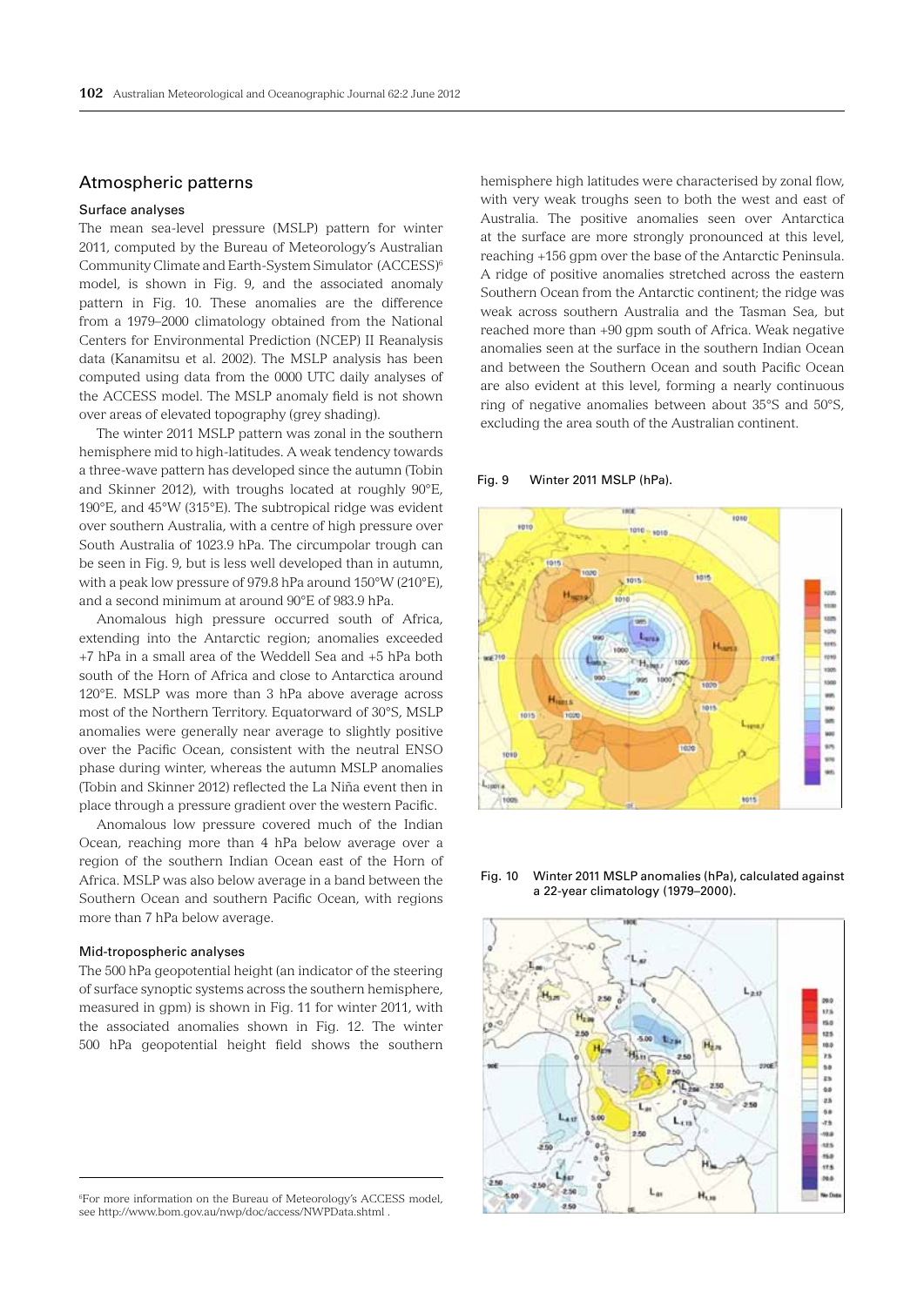## Atmospheric patterns

### Surface analyses

The mean sea-level pressure (MSLP) pattern for winter 2011, computed by the Bureau of Meteorology's Australian Community Climate and Earth-System Simulator (ACCESS)[6] model, is shown in Fig. 9, and the associated anomaly pattern in Fig. 10. These anomalies are the difference from a 1979–2000 climatology obtained from the National Centers for Environmental Prediction (NCEP) II Reanalysis data (Kanamitsu et al. 2002). The MSLP analysis has been computed using data from the 0000 UTC daily analyses of the ACCESS model. The MSLP anomaly field is not shown over areas of elevated topography (grey shading).

The winter 2011 MSLP pattern was zonal in the southern hemisphere mid to high-latitudes. A weak tendency towards a three-wave pattern has developed since the autumn (Tobin and Skinner 2012), with troughs located at roughly 90°E, 190°E, and 45°W (315°E). The subtropical ridge was evident over southern Australia, with a centre of high pressure over South Australia of 1023.9 hPa. The circumpolar trough can be seen in Fig. 9, but is less well developed than in autumn, with a peak low pressure of 979.8 hPa around 150°W (210°E), and a second minimum at around 90°E of 983.9 hPa.

Anomalous high pressure occurred south of Africa, extending into the Antarctic region; anomalies exceeded +7 hPa in a small area of the Weddell Sea and +5 hPa both south of the Horn of Africa and close to Antarctica around 120°E. MSLP was more than 3 hPa above average across most of the Northern Territory. Equatorward of 30°S, MSLP anomalies were generally near average to slightly positive over the Pacific Ocean, consistent with the neutral ENSO phase during winter, whereas the autumn MSLP anomalies (Tobin and Skinner 2012) reflected the La Niña event then in place through a pressure gradient over the western Pacific.

Anomalous low pressure covered much of the Indian Ocean, reaching more than 4 hPa below average over a region of the southern Indian Ocean east of the Horn of Africa. MSLP was also below average in a band between the Southern Ocean and southern Pacific Ocean, with regions more than 7 hPa below average.

### Mid-tropospheric analyses

The 500 hPa geopotential height (an indicator of the steering of surface synoptic systems across the southern hemisphere, measured in gpm) is shown in Fig. 11 for winter 2011, with the associated anomalies shown in Fig. 12. The winter 500 hPa geopotential height field shows the southern hemisphere high latitudes were characterised by zonal flow, with very weak troughs seen to both the west and east of Australia. The positive anomalies seen over Antarctica at the surface are more strongly pronounced at this level, reaching +156 gpm over the base of the Antarctic Peninsula. A ridge of positive anomalies stretched across the eastern Southern Ocean from the Antarctic continent; the ridge was weak across southern Australia and the Tasman Sea, but reached more than +90 gpm south of Africa. Weak negative anomalies seen at the surface in the southern Indian Ocean and between the Southern Ocean and south Pacific Ocean are also evident at this level, forming a nearly continuous ring of negative anomalies between about 35°S and 50°S, excluding the area south of the Australian continent.

Fig. 9 Winter 2011 MSLP (hPa).

Fig. 10 Winter 2011 MSLP anomalies (hPa), calculated against a 22-year climatology (1979–2000).

[6]For more information on the Bureau of Meteorology's ACCESS model, see http://www.bom.gov.au/nwp/doc/access/NWPData.shtml .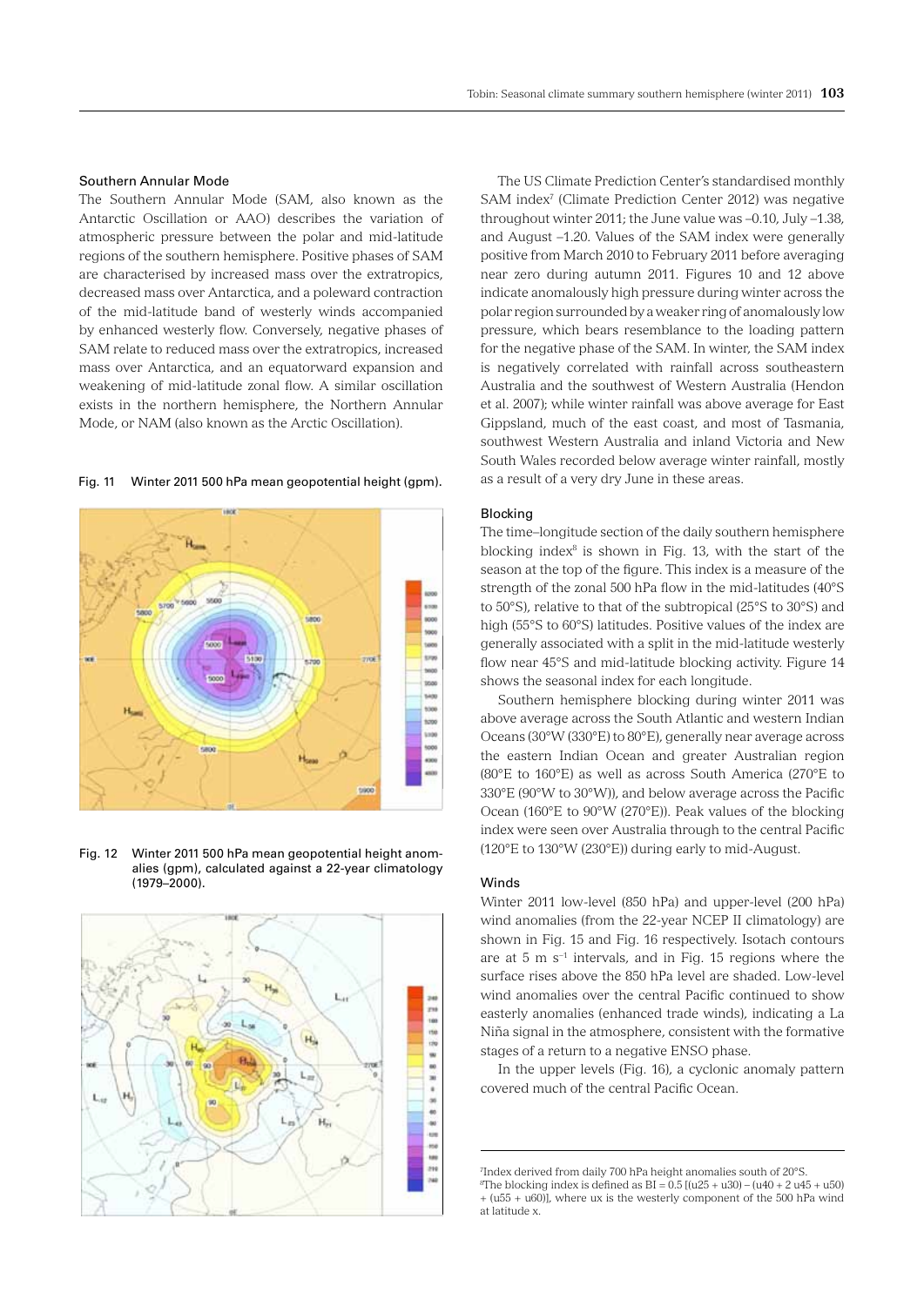### Southern Annular Mode

The Southern Annular Mode (SAM, also known as the Antarctic Oscillation or AAO) describes the variation of atmospheric pressure between the polar and mid-latitude regions of the southern hemisphere. Positive phases of SAM are characterised by increased mass over the extratropics, decreased mass over Antarctica, and a poleward contraction of the mid-latitude band of westerly winds accompanied by enhanced westerly flow. Conversely, negative phases of SAM relate to reduced mass over the extratropics, increased mass over Antarctica, and an equatorward expansion and weakening of mid-latitude zonal flow. A similar oscillation exists in the northern hemisphere, the Northern Annular Mode, or NAM (also known as the Arctic Oscillation).

Fig. 11 Winter 2011 500 hPa mean geopotential height (gpm).

Fig. 12 Winter 2011 500 hPa mean geopotential height anomalies (gpm), calculated against a 22-year climatology (1979–2000).

The US Climate Prediction Center's standardised monthly SAM index[7] (Climate Prediction Center 2012) was negative throughout winter 2011; the June value was –0.10, July –1.38, and August –1.20. Values of the SAM index were generally positive from March 2010 to February 2011 before averaging near zero during autumn 2011. Figures 10 and 12 above indicate anomalously high pressure during winter across the polar region surrounded by a weaker ring of anomalously low pressure, which bears resemblance to the loading pattern for the negative phase of the SAM. In winter, the SAM index is negatively correlated with rainfall across southeastern Australia and the southwest of Western Australia (Hendon et al. 2007); while winter rainfall was above average for East Gippsland, much of the east coast, and most of Tasmania, southwest Western Australia and inland Victoria and New South Wales recorded below average winter rainfall, mostly as a result of a very dry June in these areas.

### Blocking

The time–longitude section of the daily southern hemisphere blocking index[8] is shown in Fig. 13, with the start of the season at the top of the figure. This index is a measure of the strength of the zonal 500 hPa flow in the mid-latitudes (40°S to 50°S), relative to that of the subtropical (25°S to 30°S) and high (55°S to 60°S) latitudes. Positive values of the index are generally associated with a split in the mid-latitude westerly flow near 45°S and mid-latitude blocking activity. Figure 14 shows the seasonal index for each longitude.

Southern hemisphere blocking during winter 2011 was above average across the South Atlantic and western Indian Oceans (30°W (330°E) to 80°E), generally near average across the eastern Indian Ocean and greater Australian region (80°E to 160°E) as well as across South America (270°E to 330°E (90°W to 30°W)), and below average across the Pacific Ocean (160°E to 90°W (270°E)). Peak values of the blocking index were seen over Australia through to the central Pacific (120°E to 130°W (230°E)) during early to mid-August.

### Winds

Winter 2011 low-level (850 hPa) and upper-level (200 hPa) wind anomalies (from the 22-year NCEP II climatology) are shown in Fig. 15 and Fig. 16 respectively. Isotach contours are at 5 m s$^{-1}$ intervals, and in Fig. 15 regions where the surface rises above the 850 hPa level are shaded. Low-level wind anomalies over the central Pacific continued to show easterly anomalies (enhanced trade winds), indicating a La Niña signal in the atmosphere, consistent with the formative stages of a return to a negative ENSO phase.

In the upper levels (Fig. 16), a cyclonic anomaly pattern covered much of the central Pacific Ocean.

---

[7] Index derived from daily 700 hPa height anomalies south of 20°S.

[8] The blocking index is defined as $BI = 0.5 [(u25 + u30) - (u40 + 2\ u45 + u50) + (u55 + u60)]$, where ux is the westerly component of the 500 hPa wind at latitude x.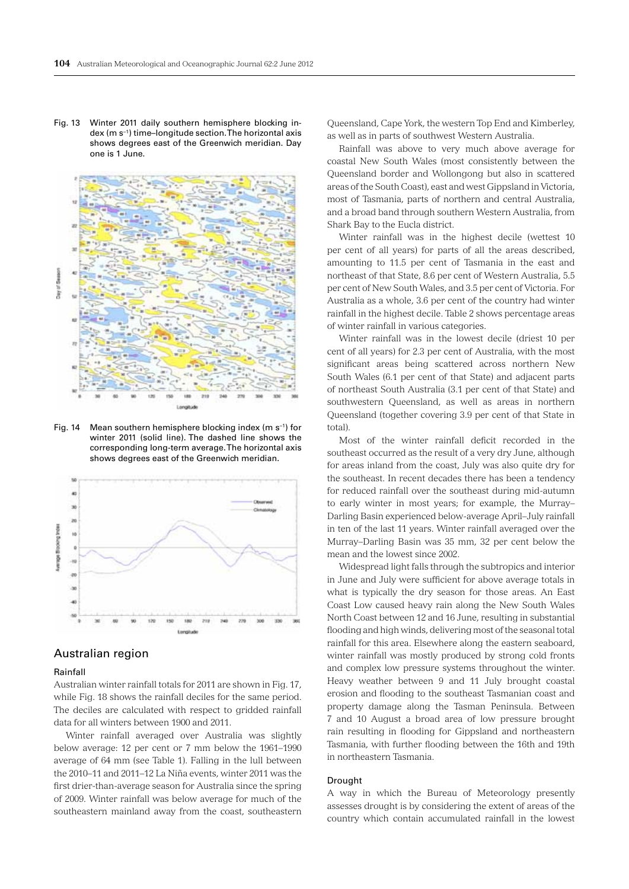Fig. 13 Winter 2011 daily southern hemisphere blocking index (m s$^{-1}$) time–longitude section. The horizontal axis shows degrees east of the Greenwich meridian. Day one is 1 June.

Fig. 14 Mean southern hemisphere blocking index (m s$^{-1}$) for winter 2011 (solid line). The dashed line shows the corresponding long-term average. The horizontal axis shows degrees east of the Greenwich meridian.

## Australian region

### Rainfall

Australian winter rainfall totals for 2011 are shown in Fig. 17, while Fig. 18 shows the rainfall deciles for the same period. The deciles are calculated with respect to gridded rainfall data for all winters between 1900 and 2011.

Winter rainfall averaged over Australia was slightly below average: 12 per cent or 7 mm below the 1961–1990 average of 64 mm (see Table 1). Falling in the lull between the 2010–11 and 2011–12 La Niña events, winter 2011 was the first drier-than-average season for Australia since the spring of 2009. Winter rainfall was below average for much of the southeastern mainland away from the coast, southeastern Queensland, Cape York, the western Top End and Kimberley, as well as in parts of southwest Western Australia.

Rainfall was above to very much above average for coastal New South Wales (most consistently between the Queensland border and Wollongong but also in scattered areas of the South Coast), east and west Gippsland in Victoria, most of Tasmania, parts of northern and central Australia, and a broad band through southern Western Australia, from Shark Bay to the Eucla district.

Winter rainfall was in the highest decile (wettest 10 per cent of all years) for parts of all the areas described, amounting to 11.5 per cent of Tasmania in the east and northeast of that State, 8.6 per cent of Western Australia, 5.5 per cent of New South Wales, and 3.5 per cent of Victoria. For Australia as a whole, 3.6 per cent of the country had winter rainfall in the highest decile. Table 2 shows percentage areas of winter rainfall in various categories.

Winter rainfall was in the lowest decile (driest 10 per cent of all years) for 2.3 per cent of Australia, with the most significant areas being scattered across northern New South Wales (6.1 per cent of that State) and adjacent parts of northeast South Australia (3.1 per cent of that State) and southwestern Queensland, as well as areas in northern Queensland (together covering 3.9 per cent of that State in total).

Most of the winter rainfall deficit recorded in the southeast occurred as the result of a very dry June, although for areas inland from the coast, July was also quite dry for the southeast. In recent decades there has been a tendency for reduced rainfall over the southeast during mid-autumn to early winter in most years; for example, the Murray–Darling Basin experienced below-average April–July rainfall in ten of the last 11 years. Winter rainfall averaged over the Murray–Darling Basin was 35 mm, 32 per cent below the mean and the lowest since 2002.

Widespread light falls through the subtropics and interior in June and July were sufficient for above average totals in what is typically the dry season for those areas. An East Coast Low caused heavy rain along the New South Wales North Coast between 12 and 16 June, resulting in substantial flooding and high winds, delivering most of the seasonal total rainfall for this area. Elsewhere along the eastern seaboard, winter rainfall was mostly produced by strong cold fronts and complex low pressure systems throughout the winter. Heavy weather between 9 and 11 July brought coastal erosion and flooding to the southeast Tasmanian coast and property damage along the Tasman Peninsula. Between 7 and 10 August a broad area of low pressure brought rain resulting in flooding for Gippsland and northeastern Tasmania, with further flooding between the 16th and 19th in northeastern Tasmania.

### Drought

A way in which the Bureau of Meteorology presently assesses drought is by considering the extent of areas of the country which contain accumulated rainfall in the lowest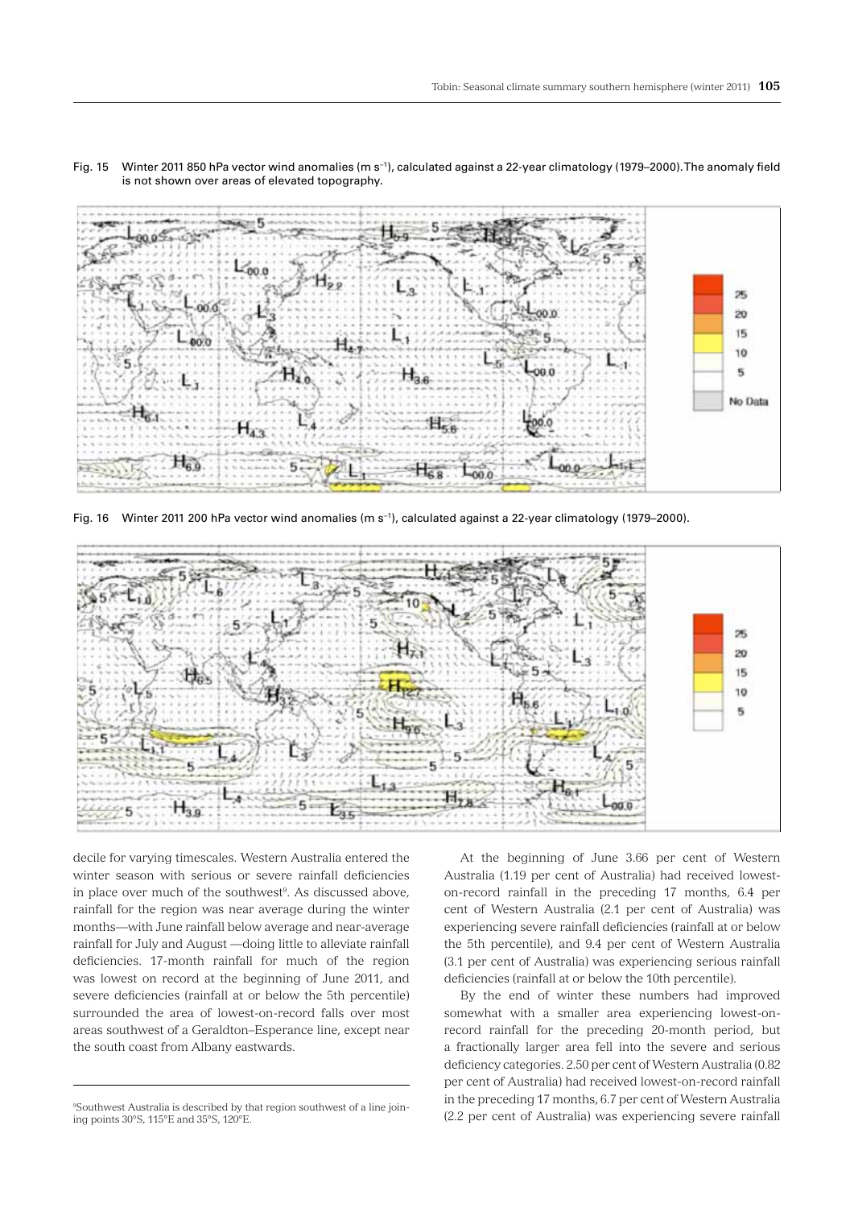Fig. 15 Winter 2011 850 hPa vector wind anomalies (m s$^{-1}$), calculated against a 22-year climatology (1979–2000). The anomaly field is not shown over areas of elevated topography.

Fig. 16 Winter 2011 200 hPa vector wind anomalies (m s$^{-1}$), calculated against a 22-year climatology (1979–2000).

decile for varying timescales. Western Australia entered the winter season with serious or severe rainfall deficiencies in place over much of the southwest[9]. As discussed above, rainfall for the region was near average during the winter months—with June rainfall below average and near-average rainfall for July and August —doing little to alleviate rainfall deficiencies. 17-month rainfall for much of the region was lowest on record at the beginning of June 2011, and severe deficiencies (rainfall at or below the 5th percentile) surrounded the area of lowest-on-record falls over most areas southwest of a Geraldton–Esperance line, except near the south coast from Albany eastwards.

At the beginning of June 3.66 per cent of Western Australia (1.19 per cent of Australia) had received lowest-on-record rainfall in the preceding 17 months, 6.4 per cent of Western Australia (2.1 per cent of Australia) was experiencing severe rainfall deficiencies (rainfall at or below the 5th percentile), and 9.4 per cent of Western Australia (3.1 per cent of Australia) was experiencing serious rainfall deficiencies (rainfall at or below the 10th percentile).

By the end of winter these numbers had improved somewhat with a smaller area experiencing lowest-on-record rainfall for the preceding 20-month period, but a fractionally larger area fell into the severe and serious deficiency categories. 2.50 per cent of Western Australia (0.82 per cent of Australia) had received lowest-on-record rainfall in the preceding 17 months, 6.7 per cent of Western Australia (2.2 per cent of Australia) was experiencing severe rainfall

[9]Southwest Australia is described by that region southwest of a line joining points 30°S, 115°E and 35°S, 120°E.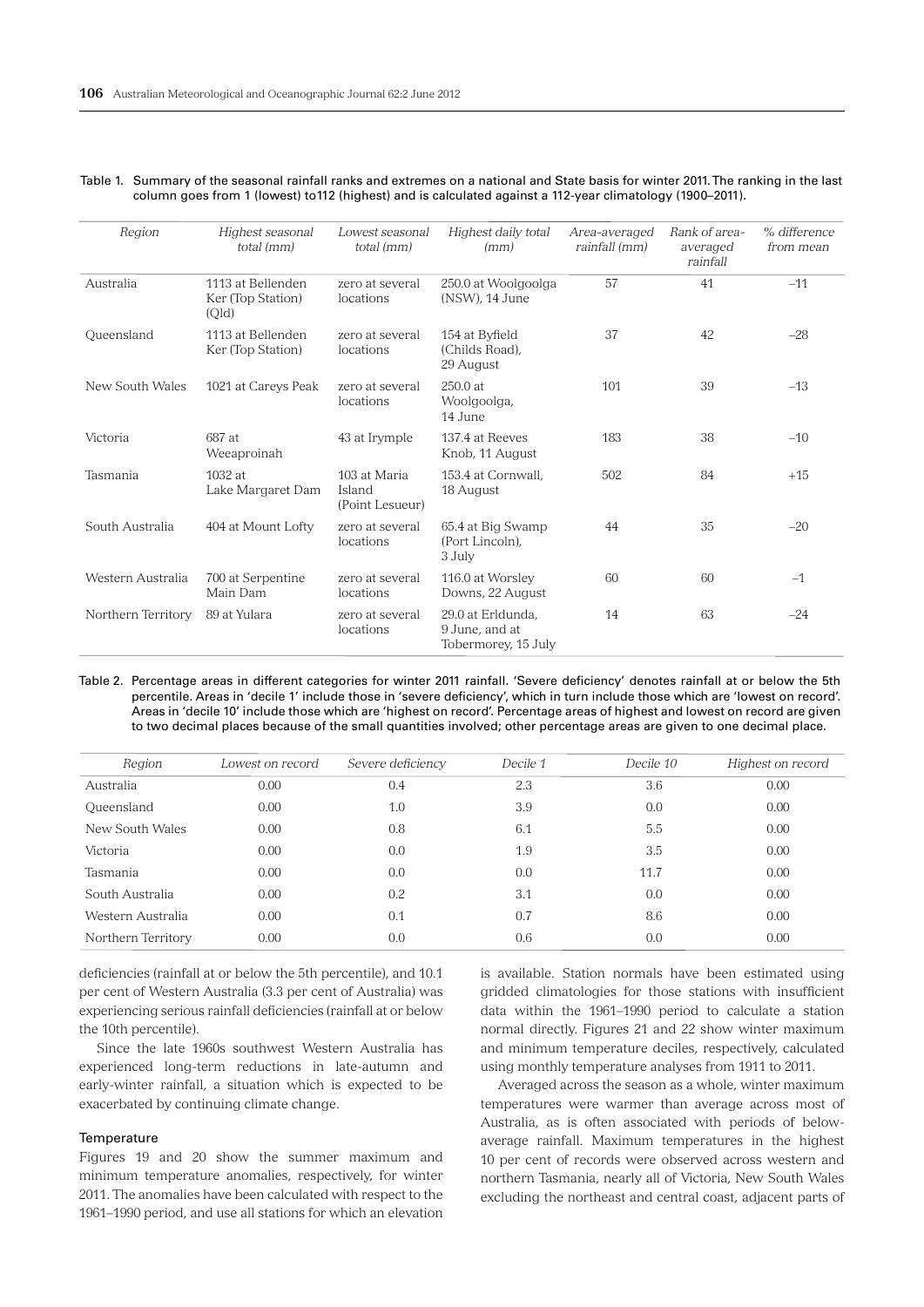Table 1. Summary of the seasonal rainfall ranks and extremes on a national and State basis for winter 2011. The ranking in the last column goes from 1 (lowest) to112 (highest) and is calculated against a 112-year climatology (1900–2011).

| Region | Highest seasonal total (mm) | Lowest seasonal total (mm) | Highest daily total (mm) | Area-averaged rainfall (mm) | Rank of area-averaged rainfall | % difference from mean |
|---|---|---|---|---|---|---|
| Australia | 1113 at Bellenden Ker (Top Station) (Qld) | zero at several locations | 250.0 at Woolgoolga (NSW), 14 June | 57 | 41 | –11 |
| Queensland | 1113 at Bellenden Ker (Top Station) | zero at several locations | 154 at Byfield (Childs Road), 29 August | 37 | 42 | –28 |
| New South Wales | 1021 at Careys Peak | zero at several locations | 250.0 at Woolgoolga, 14 June | 101 | 39 | –13 |
| Victoria | 687 at Weeaproinah | 43 at Irymple | 137.4 at Reeves Knob, 11 August | 183 | 38 | –10 |
| Tasmania | 1032 at Lake Margaret Dam | 103 at Maria Island (Point Lesueur) | 153.4 at Cornwall, 18 August | 502 | 84 | +15 |
| South Australia | 404 at Mount Lofty | zero at several locations | 65.4 at Big Swamp (Port Lincoln), 3 July | 44 | 35 | –20 |
| Western Australia | 700 at Serpentine Main Dam | zero at several locations | 116.0 at Worsley Downs, 22 August | 60 | 60 | –1 |
| Northern Territory | 89 at Yulara | zero at several locations | 29.0 at Erldunda, 9 June, and at Tobermorey, 15 July | 14 | 63 | –24 |

Table 2. Percentage areas in different categories for winter 2011 rainfall. 'Severe deficiency' denotes rainfall at or below the 5th percentile. Areas in 'decile 1' include those in 'severe deficiency', which in turn include those which are 'lowest on record'. Areas in 'decile 10' include those which are 'highest on record'. Percentage areas of highest and lowest on record are given to two decimal places because of the small quantities involved; other percentage areas are given to one decimal place.

| Region | Lowest on record | Severe deficiency | Decile 1 | Decile 10 | Highest on record |
|---|---|---|---|---|---|
| Australia | 0.00 | 0.4 | 2.3 | 3.6 | 0.00 |
| Queensland | 0.00 | 1.0 | 3.9 | 0.0 | 0.00 |
| New South Wales | 0.00 | 0.8 | 6.1 | 5.5 | 0.00 |
| Victoria | 0.00 | 0.0 | 1.9 | 3.5 | 0.00 |
| Tasmania | 0.00 | 0.0 | 0.0 | 11.7 | 0.00 |
| South Australia | 0.00 | 0.2 | 3.1 | 0.0 | 0.00 |
| Western Australia | 0.00 | 0.1 | 0.7 | 8.6 | 0.00 |
| Northern Territory | 0.00 | 0.0 | 0.6 | 0.0 | 0.00 |

deficiencies (rainfall at or below the 5th percentile), and 10.1 per cent of Western Australia (3.3 per cent of Australia) was experiencing serious rainfall deficiencies (rainfall at or below the 10th percentile).

Since the late 1960s southwest Western Australia has experienced long-term reductions in late-autumn and early-winter rainfall, a situation which is expected to be exacerbated by continuing climate change.

### Temperature

Figures 19 and 20 show the summer maximum and minimum temperature anomalies, respectively, for winter 2011. The anomalies have been calculated with respect to the 1961–1990 period, and use all stations for which an elevation is available. Station normals have been estimated using gridded climatologies for those stations with insufficient data within the 1961–1990 period to calculate a station normal directly. Figures 21 and 22 show winter maximum and minimum temperature deciles, respectively, calculated using monthly temperature analyses from 1911 to 2011.

Averaged across the season as a whole, winter maximum temperatures were warmer than average across most of Australia, as is often associated with periods of below-average rainfall. Maximum temperatures in the highest 10 per cent of records were observed across western and northern Tasmania, nearly all of Victoria, New South Wales excluding the northeast and central coast, adjacent parts of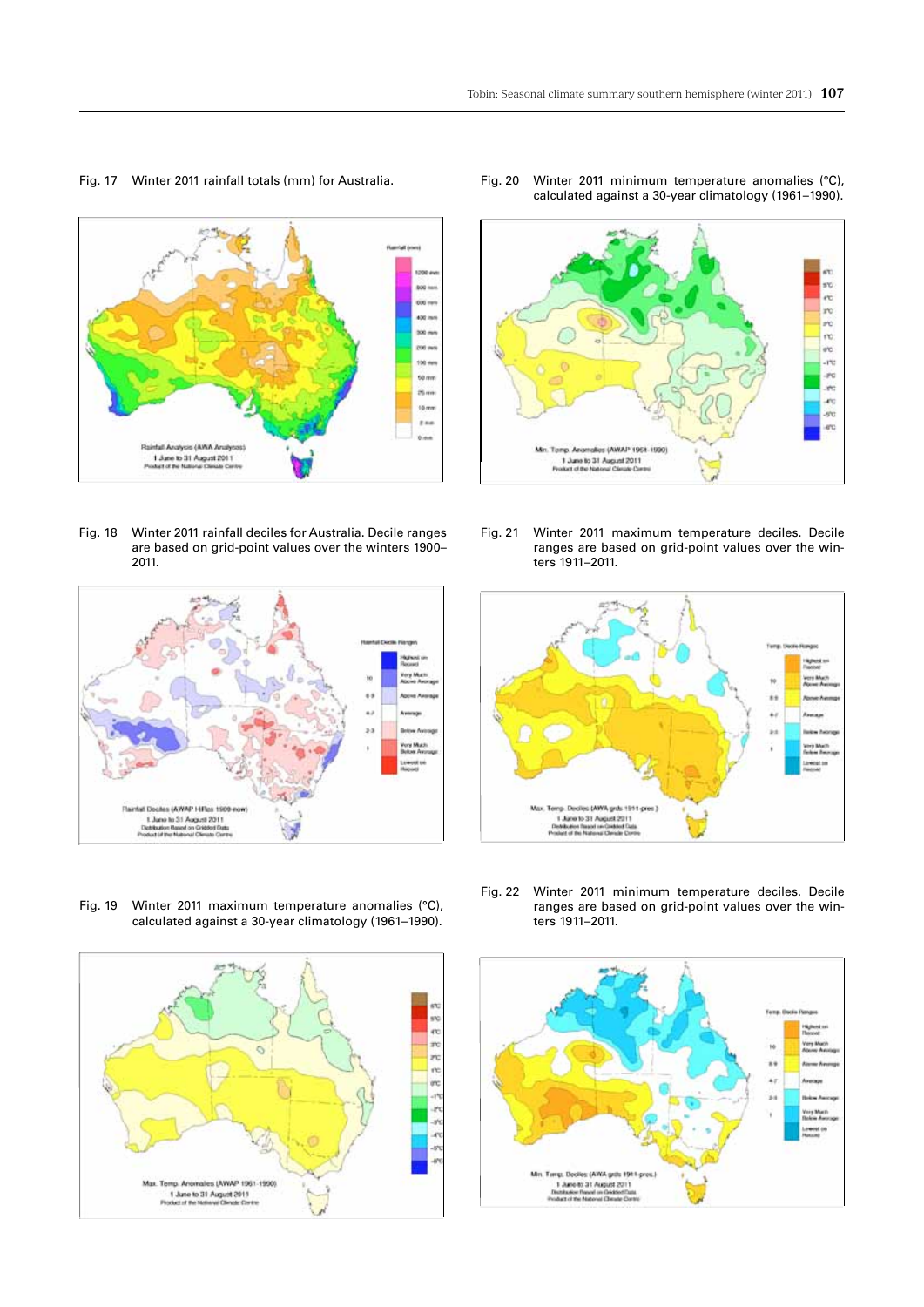Fig. 17 Winter 2011 rainfall totals (mm) for Australia.

Fig. 18 Winter 2011 rainfall deciles for Australia. Decile ranges are based on grid-point values over the winters 1900–2011.

Fig. 19 Winter 2011 maximum temperature anomalies (°C), calculated against a 30-year climatology (1961–1990).

Fig. 20 Winter 2011 minimum temperature anomalies (°C), calculated against a 30-year climatology (1961–1990).

Fig. 21 Winter 2011 maximum temperature deciles. Decile ranges are based on grid-point values over the winters 1911–2011.

Fig. 22 Winter 2011 minimum temperature deciles. Decile ranges are based on grid-point values over the winters 1911–2011.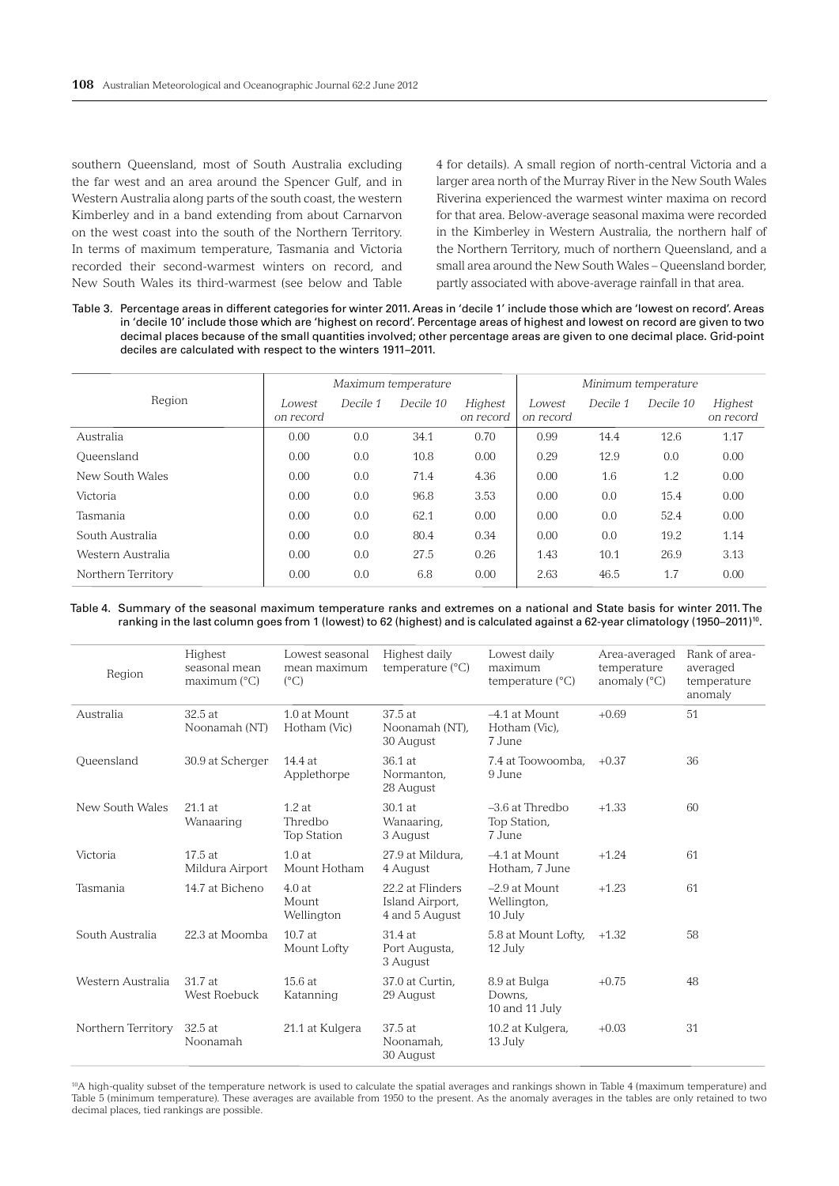southern Queensland, most of South Australia excluding the far west and an area around the Spencer Gulf, and in Western Australia along parts of the south coast, the western Kimberley and in a band extending from about Carnarvon on the west coast into the south of the Northern Territory. In terms of maximum temperature, Tasmania and Victoria recorded their second-warmest winters on record, and New South Wales its third-warmest (see below and Table 4 for details). A small region of north-central Victoria and a larger area north of the Murray River in the New South Wales Riverina experienced the warmest winter maxima on record for that area. Below-average seasonal maxima were recorded in the Kimberley in Western Australia, the northern half of the Northern Territory, much of northern Queensland, and a small area around the New South Wales – Queensland border, partly associated with above-average rainfall in that area.

Table 3. Percentage areas in different categories for winter 2011. Areas in 'decile 1' include those which are 'lowest on record'. Areas in 'decile 10' include those which are 'highest on record'. Percentage areas of highest and lowest on record are given to two decimal places because of the small quantities involved; other percentage areas are given to one decimal place. Grid-point deciles are calculated with respect to the winters 1911–2011.

| Region | Maximum temperature | | | | Minimum temperature | | | |
|---|---|---|---|---|---|---|---|---|
| | *Lowest on record* | *Decile 1* | *Decile 10* | *Highest on record* | *Lowest on record* | *Decile 1* | *Decile 10* | *Highest on record* |
| Australia | 0.00 | 0.0 | 34.1 | 0.70 | 0.99 | 14.4 | 12.6 | 1.17 |
| Queensland | 0.00 | 0.0 | 10.8 | 0.00 | 0.29 | 12.9 | 0.0 | 0.00 |
| New South Wales | 0.00 | 0.0 | 71.4 | 4.36 | 0.00 | 1.6 | 1.2 | 0.00 |
| Victoria | 0.00 | 0.0 | 96.8 | 3.53 | 0.00 | 0.0 | 15.4 | 0.00 |
| Tasmania | 0.00 | 0.0 | 62.1 | 0.00 | 0.00 | 0.0 | 52.4 | 0.00 |
| South Australia | 0.00 | 0.0 | 80.4 | 0.34 | 0.00 | 0.0 | 19.2 | 1.14 |
| Western Australia | 0.00 | 0.0 | 27.5 | 0.26 | 1.43 | 10.1 | 26.9 | 3.13 |
| Northern Territory | 0.00 | 0.0 | 6.8 | 0.00 | 2.63 | 46.5 | 1.7 | 0.00 |

Table 4. Summary of the seasonal maximum temperature ranks and extremes on a national and State basis for winter 2011. The ranking in the last column goes from 1 (lowest) to 62 (highest) and is calculated against a 62-year climatology (1950–2011)[10].

| Region | Highest seasonal mean maximum (°C) | Lowest seasonal mean maximum (°C) | Highest daily temperature (°C) | Lowest daily maximum temperature (°C) | Area-averaged temperature anomaly (°C) | Rank of area-averaged temperature anomaly |
|---|---|---|---|---|---|---|
| Australia | 32.5 at Noonamah (NT) | 1.0 at Mount Hotham (Vic) | 37.5 at Noonamah (NT), 30 August | –4.1 at Mount Hotham (Vic), 7 June | +0.69 | 51 |
| Queensland | 30.9 at Scherger | 14.4 at Applethorpe | 36.1 at Normanton, 28 August | 7.4 at Toowoomba, 9 June | +0.37 | 36 |
| New South Wales | 21.1 at Wanaaring | 1.2 at Thredbo Top Station | 30.1 at Wanaaring, 3 August | –3.6 at Thredbo Top Station, 7 June | +1.33 | 60 |
| Victoria | 17.5 at Mildura Airport | 1.0 at Mount Hotham | 27.9 at Mildura, 4 August | –4.1 at Mount Hotham, 7 June | +1.24 | 61 |
| Tasmania | 14.7 at Bicheno | 4.0 at Mount Wellington | 22.2 at Flinders Island Airport, 4 and 5 August | –2.9 at Mount Wellington, 10 July | +1.23 | 61 |
| South Australia | 22.3 at Moomba | 10.7 at Mount Lofty | 31.4 at Port Augusta, 3 August | 5.8 at Mount Lofty, 12 July | +1.32 | 58 |
| Western Australia | 31.7 at West Roebuck | 15.6 at Katanning | 37.0 at Curtin, 29 August | 8.9 at Bulga Downs, 10 and 11 July | +0.75 | 48 |
| Northern Territory | 32.5 at Noonamah | 21.1 at Kulgera | 37.5 at Noonamah, 30 August | 10.2 at Kulgera, 13 July | +0.03 | 31 |

[10]A high-quality subset of the temperature network is used to calculate the spatial averages and rankings shown in Table 4 (maximum temperature) and Table 5 (minimum temperature). These averages are available from 1950 to the present. As the anomaly averages in the tables are only retained to two decimal places, tied rankings are possible.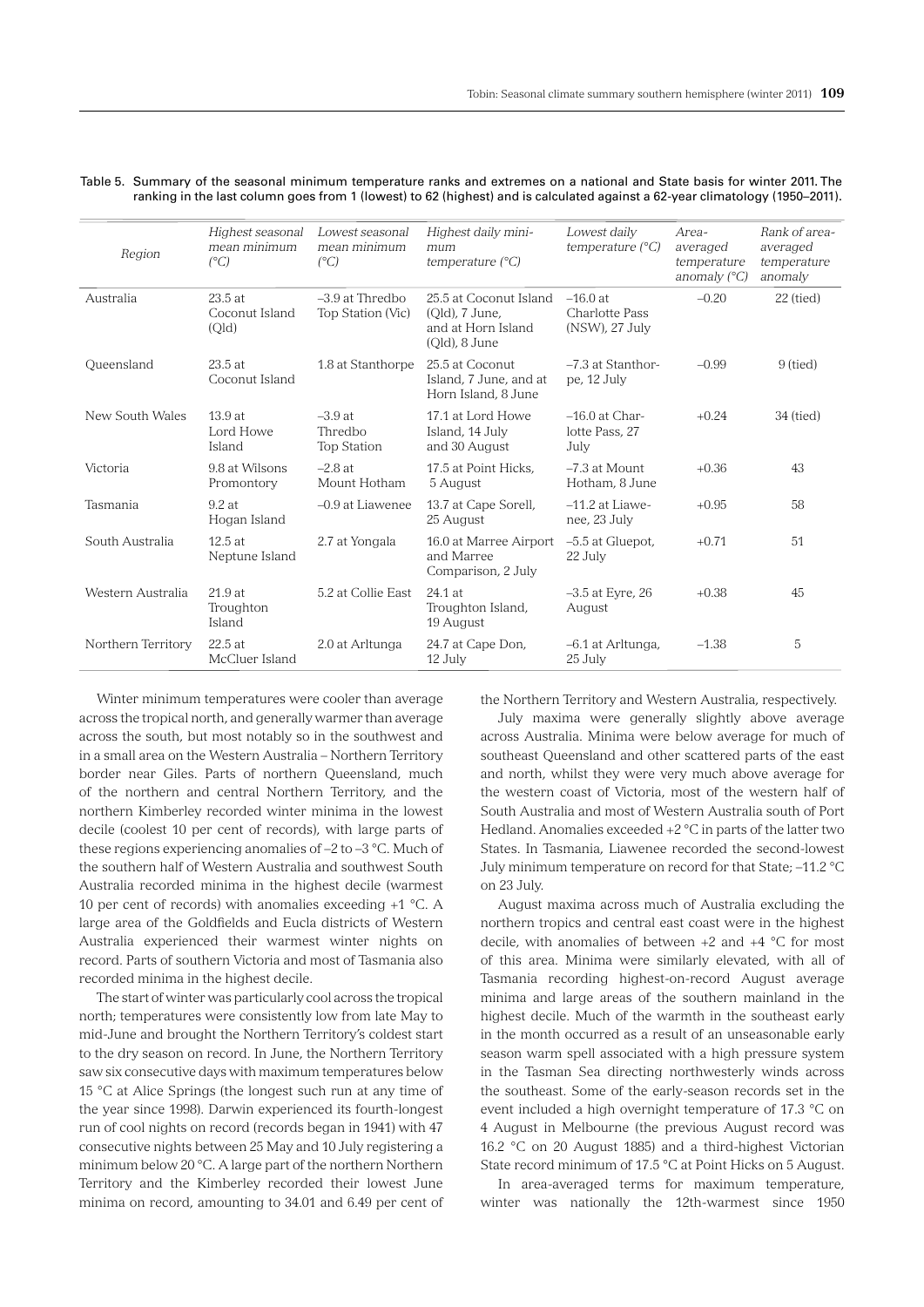Table 5. Summary of the seasonal minimum temperature ranks and extremes on a national and State basis for winter 2011. The ranking in the last column goes from 1 (lowest) to 62 (highest) and is calculated against a 62-year climatology (1950–2011).

| *Region* | *Highest seasonal mean minimum (°C)* | *Lowest seasonal mean minimum (°C)* | *Highest daily minimum temperature (°C)* | *Lowest daily temperature (°C)* | *Area-averaged temperature anomaly (°C)* | *Rank of area-averaged temperature anomaly* |
|---|---|---|---|---|---|---|
| Australia | 23.5 at Coconut Island (Qld) | –3.9 at Thredbo Top Station (Vic) | 25.5 at Coconut Island (Qld), 7 June, and at Horn Island (Qld), 8 June | –16.0 at Charlotte Pass (NSW), 27 July | –0.20 | 22 (tied) |
| Queensland | 23.5 at Coconut Island | 1.8 at Stanthorpe | 25.5 at Coconut Island, 7 June, and at Horn Island, 8 June | –7.3 at Stanthorpe, 12 July | –0.99 | 9 (tied) |
| New South Wales | 13.9 at Lord Howe Island | –3.9 at Thredbo Top Station | 17.1 at Lord Howe Island, 14 July and 30 August | –16.0 at Charlotte Pass, 27 July | +0.24 | 34 (tied) |
| Victoria | 9.8 at Wilsons Promontory | –2.8 at Mount Hotham | 17.5 at Point Hicks, 5 August | –7.3 at Mount Hotham, 8 June | +0.36 | 43 |
| Tasmania | 9.2 at Hogan Island | –0.9 at Liawenee | 13.7 at Cape Sorell, 25 August | –11.2 at Liawenee, 23 July | +0.95 | 58 |
| South Australia | 12.5 at Neptune Island | 2.7 at Yongala | 16.0 at Marree Airport and Marree Comparison, 2 July | –5.5 at Gluepot, 22 July | +0.71 | 51 |
| Western Australia | 21.9 at Troughton Island | 5.2 at Collie East | 24.1 at Troughton Island, 19 August | –3.5 at Eyre, 26 August | +0.38 | 45 |
| Northern Territory | 22.5 at McCluer Island | 2.0 at Arltunga | 24.7 at Cape Don, 12 July | –6.1 at Arltunga, 25 July | –1.38 | 5 |

Winter minimum temperatures were cooler than average across the tropical north, and generally warmer than average across the south, but most notably so in the southwest and in a small area on the Western Australia – Northern Territory border near Giles. Parts of northern Queensland, much of the northern and central Northern Territory, and the northern Kimberley recorded winter minima in the lowest decile (coolest 10 per cent of records), with large parts of these regions experiencing anomalies of –2 to –3 °C. Much of the southern half of Western Australia and southwest South Australia recorded minima in the highest decile (warmest 10 per cent of records) with anomalies exceeding +1 °C. A large area of the Goldfields and Eucla districts of Western Australia experienced their warmest winter nights on record. Parts of southern Victoria and most of Tasmania also recorded minima in the highest decile.

The start of winter was particularly cool across the tropical north; temperatures were consistently low from late May to mid-June and brought the Northern Territory's coldest start to the dry season on record. In June, the Northern Territory saw six consecutive days with maximum temperatures below 15 °C at Alice Springs (the longest such run at any time of the year since 1998). Darwin experienced its fourth-longest run of cool nights on record (records began in 1941) with 47 consecutive nights between 25 May and 10 July registering a minimum below 20 °C. A large part of the northern Northern Territory and the Kimberley recorded their lowest June minima on record, amounting to 34.01 and 6.49 per cent of the Northern Territory and Western Australia, respectively.

July maxima were generally slightly above average across Australia. Minima were below average for much of southeast Queensland and other scattered parts of the east and north, whilst they were very much above average for the western coast of Victoria, most of the western half of South Australia and most of Western Australia south of Port Hedland. Anomalies exceeded +2 °C in parts of the latter two States. In Tasmania, Liawenee recorded the second-lowest July minimum temperature on record for that State; –11.2 °C on 23 July.

August maxima across much of Australia excluding the northern tropics and central east coast were in the highest decile, with anomalies of between +2 and +4 °C for most of this area. Minima were similarly elevated, with all of Tasmania recording highest-on-record August average minima and large areas of the southern mainland in the highest decile. Much of the warmth in the southeast early in the month occurred as a result of an unseasonable early season warm spell associated with a high pressure system in the Tasman Sea directing northwesterly winds across the southeast. Some of the early-season records set in the event included a high overnight temperature of 17.3 °C on 4 August in Melbourne (the previous August record was 16.2 °C on 20 August 1885) and a third-highest Victorian State record minimum of 17.5 °C at Point Hicks on 5 August.

In area-averaged terms for maximum temperature, winter was nationally the 12th-warmest since 1950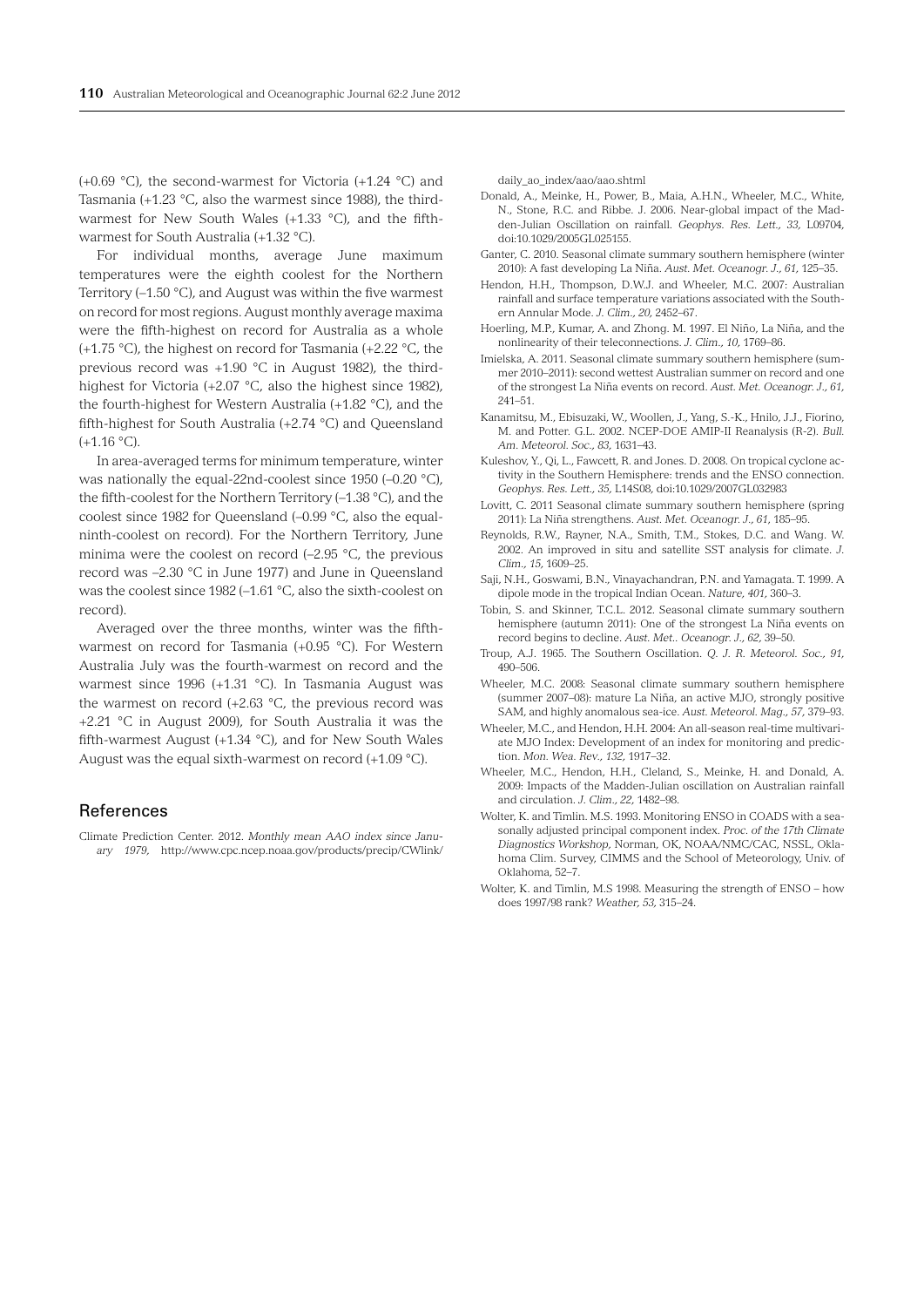(+0.69 °C), the second-warmest for Victoria (+1.24 °C) and Tasmania (+1.23 °C, also the warmest since 1988), the third-warmest for New South Wales (+1.33 °C), and the fifth-warmest for South Australia (+1.32 °C).

For individual months, average June maximum temperatures were the eighth coolest for the Northern Territory (–1.50 °C), and August was within the five warmest on record for most regions. August monthly average maxima were the fifth-highest on record for Australia as a whole (+1.75 °C), the highest on record for Tasmania (+2.22 °C, the previous record was +1.90 °C in August 1982), the third-highest for Victoria (+2.07 °C, also the highest since 1982), the fourth-highest for Western Australia (+1.82 °C), and the fifth-highest for South Australia (+2.74 °C) and Queensland (+1.16 °C).

In area-averaged terms for minimum temperature, winter was nationally the equal-22nd-coolest since 1950 (–0.20 °C), the fifth-coolest for the Northern Territory (–1.38 °C), and the coolest since 1982 for Queensland (–0.99 °C, also the equal-ninth-coolest on record). For the Northern Territory, June minima were the coolest on record (–2.95 °C, the previous record was –2.30 °C in June 1977) and June in Queensland was the coolest since 1982 (–1.61 °C, also the sixth-coolest on record).

Averaged over the three months, winter was the fifth-warmest on record for Tasmania (+0.95 °C). For Western Australia July was the fourth-warmest on record and the warmest since 1996 (+1.31 °C). In Tasmania August was the warmest on record (+2.63 °C, the previous record was +2.21 °C in August 2009), for South Australia it was the fifth-warmest August (+1.34 °C), and for New South Wales August was the equal sixth-warmest on record (+1.09 °C).

## References

Climate Prediction Center. 2012. *Monthly mean AAO index since January 1979*, http://www.cpc.ncep.noaa.gov/products/precip/CWlink/daily_ao_index/aao/aao.shtml

Donald, A., Meinke, H., Power, B., Maia, A.H.N., Wheeler, M.C., White, N., Stone, R.C. and Ribbe. J. 2006. Near-global impact of the Madden-Julian Oscillation on rainfall. *Geophys. Res. Lett., 33*, L09704, doi:10.1029/2005GL025155.

Ganter, C. 2010. Seasonal climate summary southern hemisphere (winter 2010): A fast developing La Niña. *Aust. Met. Oceanogr. J., 61*, 125–35.

Hendon, H.H., Thompson, D.W.J. and Wheeler, M.C. 2007: Australian rainfall and surface temperature variations associated with the Southern Annular Mode. *J. Clim., 20*, 2452–67.

Hoerling, M.P., Kumar, A. and Zhong. M. 1997. El Niño, La Niña, and the nonlinearity of their teleconnections. *J. Clim., 10*, 1769–86.

Imielska, A. 2011. Seasonal climate summary southern hemisphere (summer 2010–2011): second wettest Australian summer on record and one of the strongest La Niña events on record. *Aust. Met. Oceanogr. J., 61*, 241–51.

Kanamitsu, M., Ebisuzaki, W., Woollen, J., Yang, S.-K., Hnilo, J.J., Fiorino, M. and Potter. G.L. 2002. NCEP-DOE AMIP-II Reanalysis (R-2). *Bull. Am. Meteorol. Soc., 83*, 1631–43.

Kuleshov, Y., Qi, L., Fawcett, R. and Jones. D. 2008. On tropical cyclone activity in the Southern Hemisphere: trends and the ENSO connection. *Geophys. Res. Lett., 35*, L14S08, doi:10.1029/2007GL032983

Lovitt, C. 2011 Seasonal climate summary southern hemisphere (spring 2011): La Niña strengthens. *Aust. Met. Oceanogr. J., 61*, 185–95.

Reynolds, R.W., Rayner, N.A., Smith, T.M., Stokes, D.C. and Wang. W. 2002. An improved in situ and satellite SST analysis for climate. *J. Clim., 15*, 1609–25.

Saji, N.H., Goswami, B.N., Vinayachandran, P.N. and Yamagata. T. 1999. A dipole mode in the tropical Indian Ocean. *Nature, 401*, 360–3.

Tobin, S. and Skinner, T.C.L. 2012. Seasonal climate summary southern hemisphere (autumn 2011): One of the strongest La Niña events on record begins to decline. *Aust. Met.. Oceanogr. J., 62*, 39–50.

Troup, A.J. 1965. The Southern Oscillation. *Q. J. R. Meteorol. Soc., 91*, 490–506.

Wheeler, M.C. 2008: Seasonal climate summary southern hemisphere (summer 2007–08): mature La Niña, an active MJO, strongly positive SAM, and highly anomalous sea-ice. *Aust. Meteorol. Mag., 57*, 379–93.

Wheeler, M.C., and Hendon, H.H. 2004: An all-season real-time multivariate MJO Index: Development of an index for monitoring and prediction. *Mon. Wea. Rev., 132*, 1917–32.

Wheeler, M.C., Hendon, H.H., Cleland, S., Meinke, H. and Donald, A. 2009: Impacts of the Madden-Julian oscillation on Australian rainfall and circulation. *J. Clim., 22*, 1482–98.

Wolter, K. and Timlin. M.S 1993. Monitoring ENSO in COADS with a seasonally adjusted principal component index. *Proc. of the 17th Climate Diagnostics Workshop*, Norman, OK, NOAA/NMC/CAC, NSSL, Oklahoma Clim. Survey, CIMMS and the School of Meteorology, Univ. of Oklahoma, 52–7.

Wolter, K. and Timlin, M.S 1998. Measuring the strength of ENSO – how does 1997/98 rank? *Weather, 53*, 315–24.